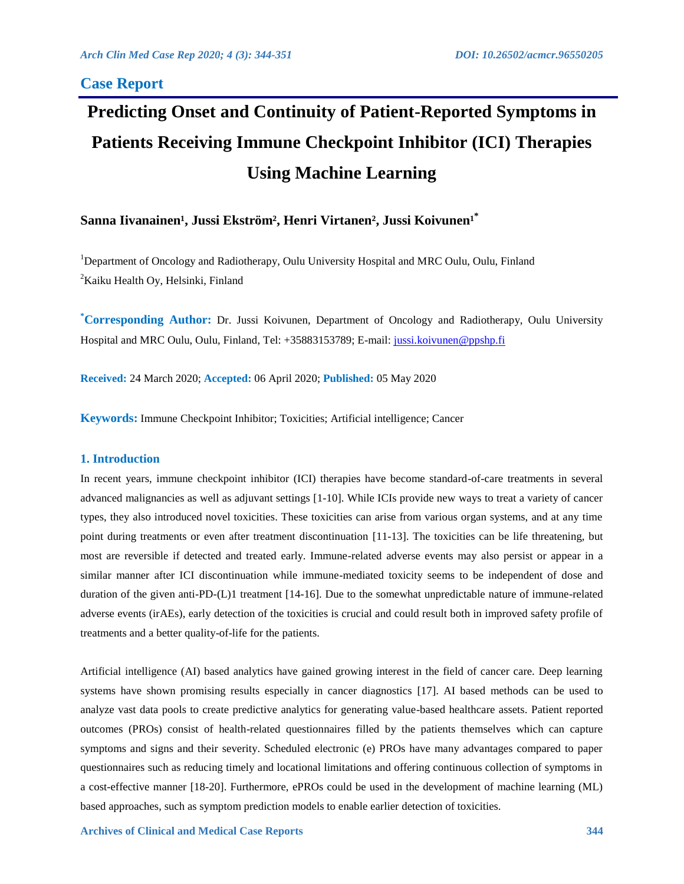## Case Report

# Predicting Onset and Continuity of Patient-Reported Symptoms in Patients Receiving Immune Checkpoint Inhibitor (ICI) Therapies Using Machine Learning

**Sanna Iivanainen[1], Jussi Ekström[2], Henri Virtanen[2], Jussi Koivunen[1*]**

[1]Department of Oncology and Radiotherapy, Oulu University Hospital and MRC Oulu, Oulu, Finland

[2]Kaiku Health Oy, Helsinki, Finland

**[*]Corresponding Author:** Dr. Jussi Koivunen, Department of Oncology and Radiotherapy, Oulu University Hospital and MRC Oulu, Oulu, Finland, Tel: +35883153789; E-mail: jussi.koivunen@ppshp.fi

**Received:** 24 March 2020; **Accepted:** 06 April 2020; **Published:** 05 May 2020

**Keywords:** Immune Checkpoint Inhibitor; Toxicities; Artificial intelligence; Cancer

## 1. Introduction

In recent years, immune checkpoint inhibitor (ICI) therapies have become standard-of-care treatments in several advanced malignancies as well as adjuvant settings [1-10]. While ICIs provide new ways to treat a variety of cancer types, they also introduced novel toxicities. These toxicities can arise from various organ systems, and at any time point during treatments or even after treatment discontinuation [11-13]. The toxicities can be life threatening, but most are reversible if detected and treated early. Immune-related adverse events may also persist or appear in a similar manner after ICI discontinuation while immune-mediated toxicity seems to be independent of dose and duration of the given anti-PD-(L)1 treatment [14-16]. Due to the somewhat unpredictable nature of immune-related adverse events (irAEs), early detection of the toxicities is crucial and could result both in improved safety profile of treatments and a better quality-of-life for the patients.

Artificial intelligence (AI) based analytics have gained growing interest in the field of cancer care. Deep learning systems have shown promising results especially in cancer diagnostics [17]. AI based methods can be used to analyze vast data pools to create predictive analytics for generating value-based healthcare assets. Patient reported outcomes (PROs) consist of health-related questionnaires filled by the patients themselves which can capture symptoms and signs and their severity. Scheduled electronic (e) PROs have many advantages compared to paper questionnaires such as reducing timely and locational limitations and offering continuous collection of symptoms in a cost-effective manner [18-20]. Furthermore, ePROs could be used in the development of machine learning (ML) based approaches, such as symptom prediction models to enable earlier detection of toxicities.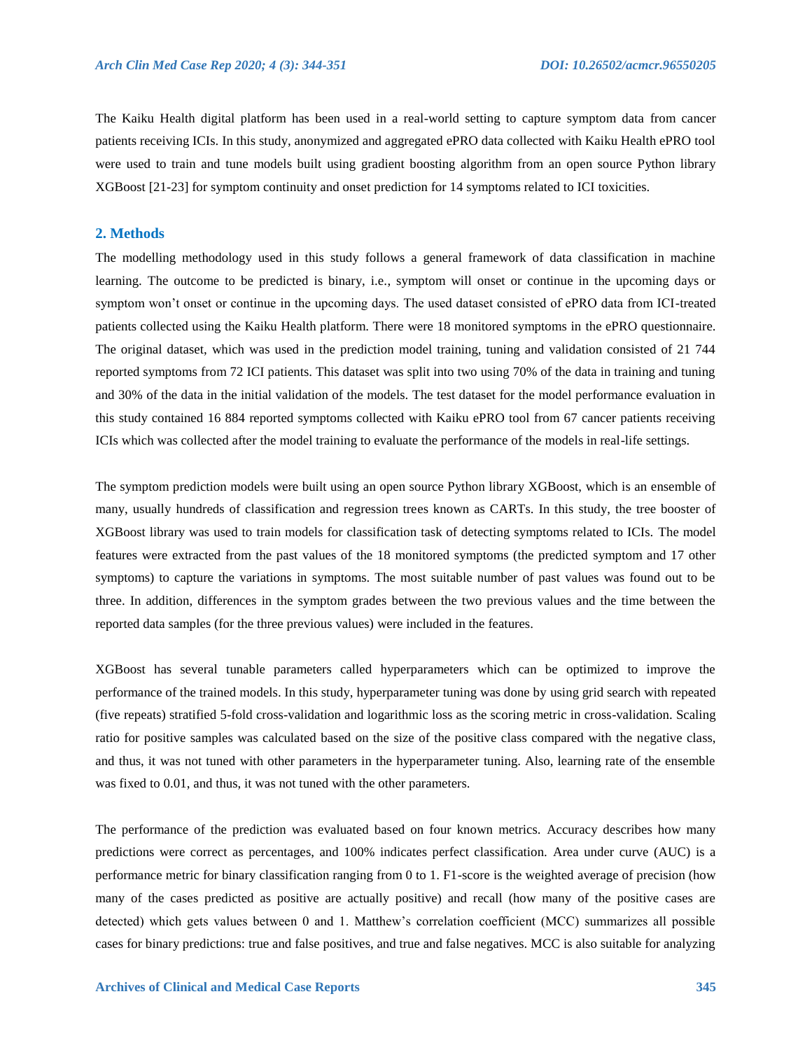The Kaiku Health digital platform has been used in a real-world setting to capture symptom data from cancer patients receiving ICIs. In this study, anonymized and aggregated ePRO data collected with Kaiku Health ePRO tool were used to train and tune models built using gradient boosting algorithm from an open source Python library XGBoost [21-23] for symptom continuity and onset prediction for 14 symptoms related to ICI toxicities.

## 2. Methods

The modelling methodology used in this study follows a general framework of data classification in machine learning. The outcome to be predicted is binary, i.e., symptom will onset or continue in the upcoming days or symptom won't onset or continue in the upcoming days. The used dataset consisted of ePRO data from ICI-treated patients collected using the Kaiku Health platform. There were 18 monitored symptoms in the ePRO questionnaire. The original dataset, which was used in the prediction model training, tuning and validation consisted of 21 744 reported symptoms from 72 ICI patients. This dataset was split into two using 70% of the data in training and tuning and 30% of the data in the initial validation of the models. The test dataset for the model performance evaluation in this study contained 16 884 reported symptoms collected with Kaiku ePRO tool from 67 cancer patients receiving ICIs which was collected after the model training to evaluate the performance of the models in real-life settings.

The symptom prediction models were built using an open source Python library XGBoost, which is an ensemble of many, usually hundreds of classification and regression trees known as CARTs. In this study, the tree booster of XGBoost library was used to train models for classification task of detecting symptoms related to ICIs. The model features were extracted from the past values of the 18 monitored symptoms (the predicted symptom and 17 other symptoms) to capture the variations in symptoms. The most suitable number of past values was found out to be three. In addition, differences in the symptom grades between the two previous values and the time between the reported data samples (for the three previous values) were included in the features.

XGBoost has several tunable parameters called hyperparameters which can be optimized to improve the performance of the trained models. In this study, hyperparameter tuning was done by using grid search with repeated (five repeats) stratified 5-fold cross-validation and logarithmic loss as the scoring metric in cross-validation. Scaling ratio for positive samples was calculated based on the size of the positive class compared with the negative class, and thus, it was not tuned with other parameters in the hyperparameter tuning. Also, learning rate of the ensemble was fixed to 0.01, and thus, it was not tuned with the other parameters.

The performance of the prediction was evaluated based on four known metrics. Accuracy describes how many predictions were correct as percentages, and 100% indicates perfect classification. Area under curve (AUC) is a performance metric for binary classification ranging from 0 to 1. F1-score is the weighted average of precision (how many of the cases predicted as positive are actually positive) and recall (how many of the positive cases are detected) which gets values between 0 and 1. Matthew's correlation coefficient (MCC) summarizes all possible cases for binary predictions: true and false positives, and true and false negatives. MCC is also suitable for analyzing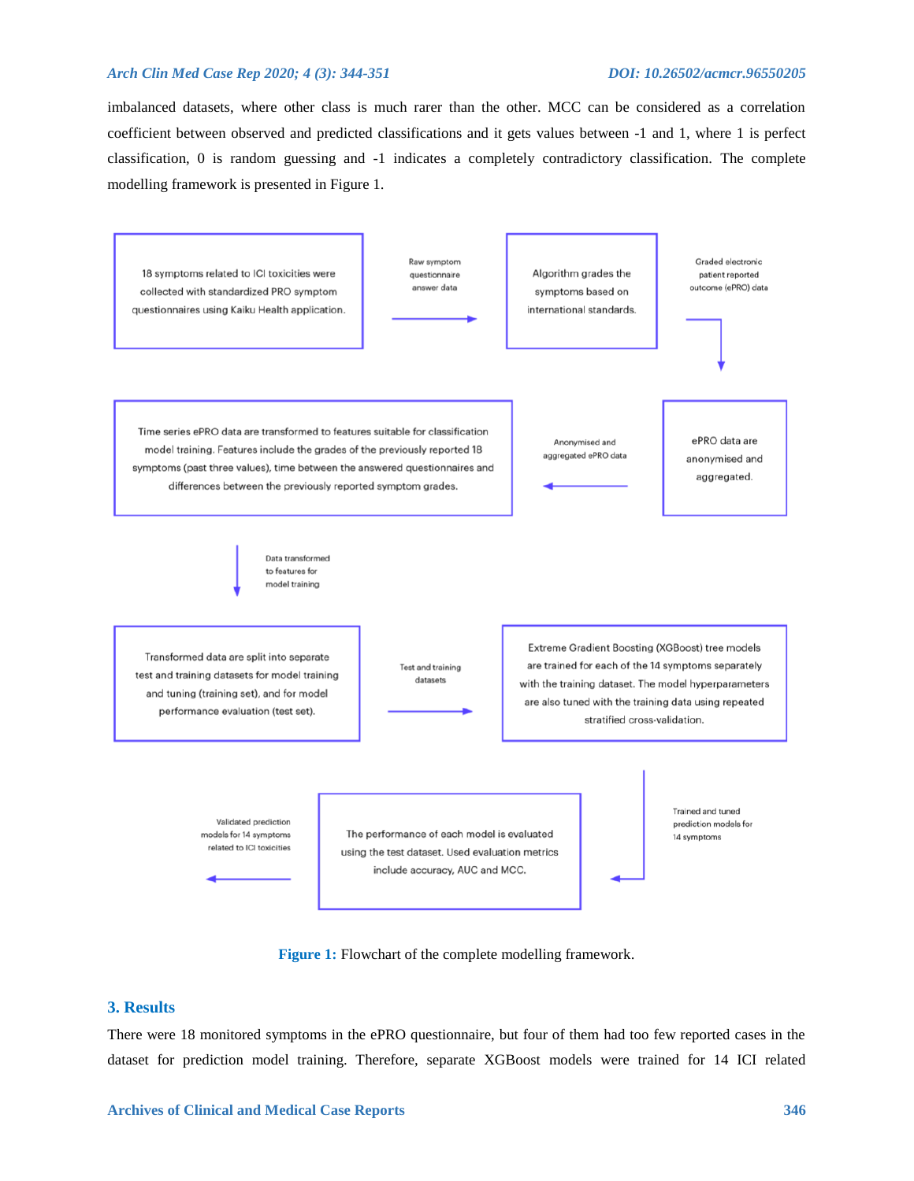imbalanced datasets, where other class is much rarer than the other. MCC can be considered as a correlation coefficient between observed and predicted classifications and it gets values between -1 and 1, where 1 is perfect classification, 0 is random guessing and -1 indicates a completely contradictory classification. The complete modelling framework is presented in Figure 1.

18 symptoms related to ICI toxicities were collected with standardized PRO symptom questionnaires using Kaiku Health application.

→ Raw symptom questionnaire answer data →

Algorithm grades the symptoms based on international standards.

→ Graded electronic patient reported outcome (ePRO) data →

ePRO data are anonymised and aggregated.

→ Anonymised and aggregated ePRO data →

Time series ePRO data are transformed to features suitable for classification model training. Features include the grades of the previously reported 18 symptoms (past three values), time between the answered questionnaires and differences between the previously reported symptom grades.

→ Data transformed to features for model training →

Transformed data are split into separate test and training datasets for model training and tuning (training set), and for model performance evaluation (test set).

→ Test and training datasets →

Extreme Gradient Boosting (XGBoost) tree models are trained for each of the 14 symptoms separately with the training dataset. The model hyperparameters are also tuned with the training data using repeated stratified cross-validation.

→ Trained and tuned prediction models for 14 symptoms →

The performance of each model is evaluated using the test dataset. Used evaluation metrics include accuracy, AUC and MCC.

→ Validated prediction models for 14 symptoms related to ICI toxicities

**Figure 1:** Flowchart of the complete modelling framework.

## 3. Results

There were 18 monitored symptoms in the ePRO questionnaire, but four of them had too few reported cases in the dataset for prediction model training. Therefore, separate XGBoost models were trained for 14 ICI related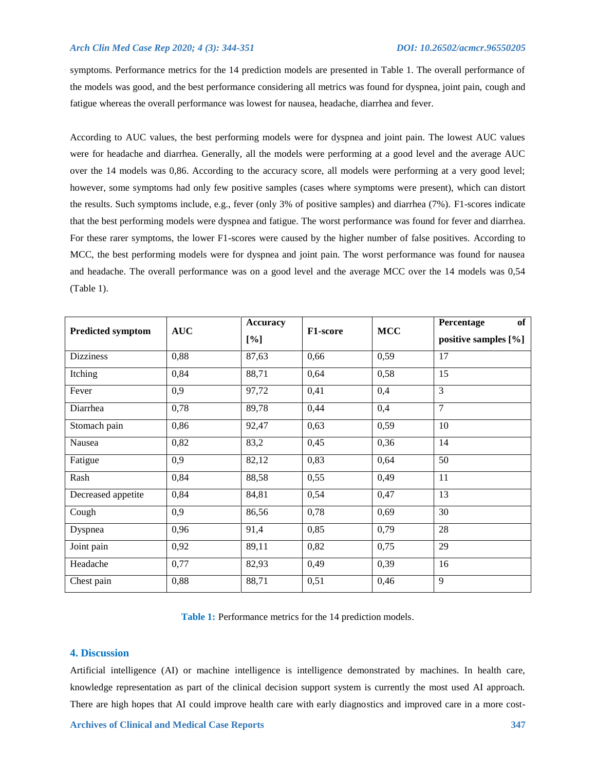symptoms. Performance metrics for the 14 prediction models are presented in Table 1. The overall performance of the models was good, and the best performance considering all metrics was found for dyspnea, joint pain, cough and fatigue whereas the overall performance was lowest for nausea, headache, diarrhea and fever.

According to AUC values, the best performing models were for dyspnea and joint pain. The lowest AUC values were for headache and diarrhea. Generally, all the models were performing at a good level and the average AUC over the 14 models was 0,86. According to the accuracy score, all models were performing at a very good level; however, some symptoms had only few positive samples (cases where symptoms were present), which can distort the results. Such symptoms include, e.g., fever (only 3% of positive samples) and diarrhea (7%). F1-scores indicate that the best performing models were dyspnea and fatigue. The worst performance was found for fever and diarrhea. For these rarer symptoms, the lower F1-scores were caused by the higher number of false positives. According to MCC, the best performing models were for dyspnea and joint pain. The worst performance was found for nausea and headache. The overall performance was on a good level and the average MCC over the 14 models was 0,54 (Table 1).

| Predicted symptom | AUC | Accuracy [%] | F1-score | MCC | Percentage of positive samples [%] |
|---|---|---|---|---|---|
| Dizziness | 0,88 | 87,63 | 0,66 | 0,59 | 17 |
| Itching | 0,84 | 88,71 | 0,64 | 0,58 | 15 |
| Fever | 0,9 | 97,72 | 0,41 | 0,4 | 3 |
| Diarrhea | 0,78 | 89,78 | 0,44 | 0,4 | 7 |
| Stomach pain | 0,86 | 92,47 | 0,63 | 0,59 | 10 |
| Nausea | 0,82 | 83,2 | 0,45 | 0,36 | 14 |
| Fatigue | 0,9 | 82,12 | 0,83 | 0,64 | 50 |
| Rash | 0,84 | 88,58 | 0,55 | 0,49 | 11 |
| Decreased appetite | 0,84 | 84,81 | 0,54 | 0,47 | 13 |
| Cough | 0,9 | 86,56 | 0,78 | 0,69 | 30 |
| Dyspnea | 0,96 | 91,4 | 0,85 | 0,79 | 28 |
| Joint pain | 0,92 | 89,11 | 0,82 | 0,75 | 29 |
| Headache | 0,77 | 82,93 | 0,49 | 0,39 | 16 |
| Chest pain | 0,88 | 88,71 | 0,51 | 0,46 | 9 |

**Table 1:** Performance metrics for the 14 prediction models.

## 4. Discussion

Artificial intelligence (AI) or machine intelligence is intelligence demonstrated by machines. In health care, knowledge representation as part of the clinical decision support system is currently the most used AI approach. There are high hopes that AI could improve health care with early diagnostics and improved care in a more cost-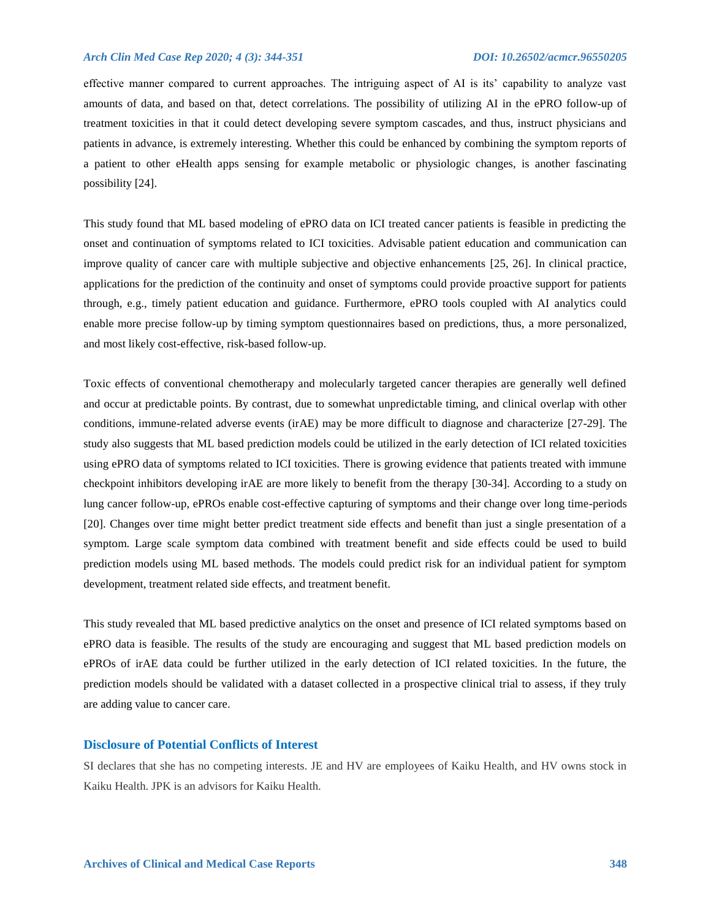effective manner compared to current approaches. The intriguing aspect of AI is its' capability to analyze vast amounts of data, and based on that, detect correlations. The possibility of utilizing AI in the ePRO follow-up of treatment toxicities in that it could detect developing severe symptom cascades, and thus, instruct physicians and patients in advance, is extremely interesting. Whether this could be enhanced by combining the symptom reports of a patient to other eHealth apps sensing for example metabolic or physiologic changes, is another fascinating possibility [24].

This study found that ML based modeling of ePRO data on ICI treated cancer patients is feasible in predicting the onset and continuation of symptoms related to ICI toxicities. Advisable patient education and communication can improve quality of cancer care with multiple subjective and objective enhancements [25, 26]. In clinical practice, applications for the prediction of the continuity and onset of symptoms could provide proactive support for patients through, e.g., timely patient education and guidance. Furthermore, ePRO tools coupled with AI analytics could enable more precise follow-up by timing symptom questionnaires based on predictions, thus, a more personalized, and most likely cost-effective, risk-based follow-up.

Toxic effects of conventional chemotherapy and molecularly targeted cancer therapies are generally well defined and occur at predictable points. By contrast, due to somewhat unpredictable timing, and clinical overlap with other conditions, immune-related adverse events (irAE) may be more difficult to diagnose and characterize [27-29]. The study also suggests that ML based prediction models could be utilized in the early detection of ICI related toxicities using ePRO data of symptoms related to ICI toxicities. There is growing evidence that patients treated with immune checkpoint inhibitors developing irAE are more likely to benefit from the therapy [30-34]. According to a study on lung cancer follow-up, ePROs enable cost-effective capturing of symptoms and their change over long time-periods [20]. Changes over time might better predict treatment side effects and benefit than just a single presentation of a symptom. Large scale symptom data combined with treatment benefit and side effects could be used to build prediction models using ML based methods. The models could predict risk for an individual patient for symptom development, treatment related side effects, and treatment benefit.

This study revealed that ML based predictive analytics on the onset and presence of ICI related symptoms based on ePRO data is feasible. The results of the study are encouraging and suggest that ML based prediction models on ePROs of irAE data could be further utilized in the early detection of ICI related toxicities. In the future, the prediction models should be validated with a dataset collected in a prospective clinical trial to assess, if they truly are adding value to cancer care.

## Disclosure of Potential Conflicts of Interest

SI declares that she has no competing interests. JE and HV are employees of Kaiku Health, and HV owns stock in Kaiku Health. JPK is an advisors for Kaiku Health.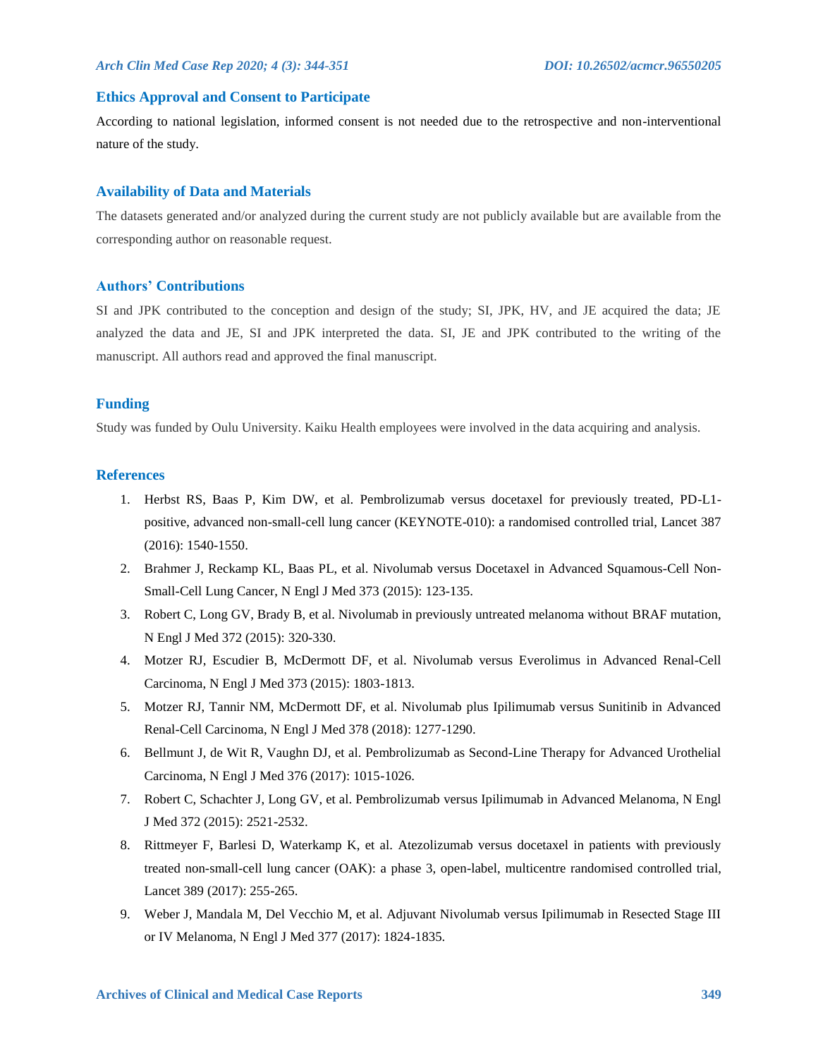## Ethics Approval and Consent to Participate

According to national legislation, informed consent is not needed due to the retrospective and non-interventional nature of the study.

## Availability of Data and Materials

The datasets generated and/or analyzed during the current study are not publicly available but are available from the corresponding author on reasonable request.

## Authors' Contributions

SI and JPK contributed to the conception and design of the study; SI, JPK, HV, and JE acquired the data; JE analyzed the data and JE, SI and JPK interpreted the data. SI, JE and JPK contributed to the writing of the manuscript. All authors read and approved the final manuscript.

## Funding

Study was funded by Oulu University. Kaiku Health employees were involved in the data acquiring and analysis.

## References

1. Herbst RS, Baas P, Kim DW, et al. Pembrolizumab versus docetaxel for previously treated, PD-L1-positive, advanced non-small-cell lung cancer (KEYNOTE-010): a randomised controlled trial, Lancet 387 (2016): 1540-1550.
2. Brahmer J, Reckamp KL, Baas PL, et al. Nivolumab versus Docetaxel in Advanced Squamous-Cell Non-Small-Cell Lung Cancer, N Engl J Med 373 (2015): 123-135.
3. Robert C, Long GV, Brady B, et al. Nivolumab in previously untreated melanoma without BRAF mutation, N Engl J Med 372 (2015): 320-330.
4. Motzer RJ, Escudier B, McDermott DF, et al. Nivolumab versus Everolimus in Advanced Renal-Cell Carcinoma, N Engl J Med 373 (2015): 1803-1813.
5. Motzer RJ, Tannir NM, McDermott DF, et al. Nivolumab plus Ipilimumab versus Sunitinib in Advanced Renal-Cell Carcinoma, N Engl J Med 378 (2018): 1277-1290.
6. Bellmunt J, de Wit R, Vaughn DJ, et al. Pembrolizumab as Second-Line Therapy for Advanced Urothelial Carcinoma, N Engl J Med 376 (2017): 1015-1026.
7. Robert C, Schachter J, Long GV, et al. Pembrolizumab versus Ipilimumab in Advanced Melanoma, N Engl J Med 372 (2015): 2521-2532.
8. Rittmeyer F, Barlesi D, Waterkamp K, et al. Atezolizumab versus docetaxel in patients with previously treated non-small-cell lung cancer (OAK): a phase 3, open-label, multicentre randomised controlled trial, Lancet 389 (2017): 255-265.
9. Weber J, Mandala M, Del Vecchio M, et al. Adjuvant Nivolumab versus Ipilimumab in Resected Stage III or IV Melanoma, N Engl J Med 377 (2017): 1824-1835.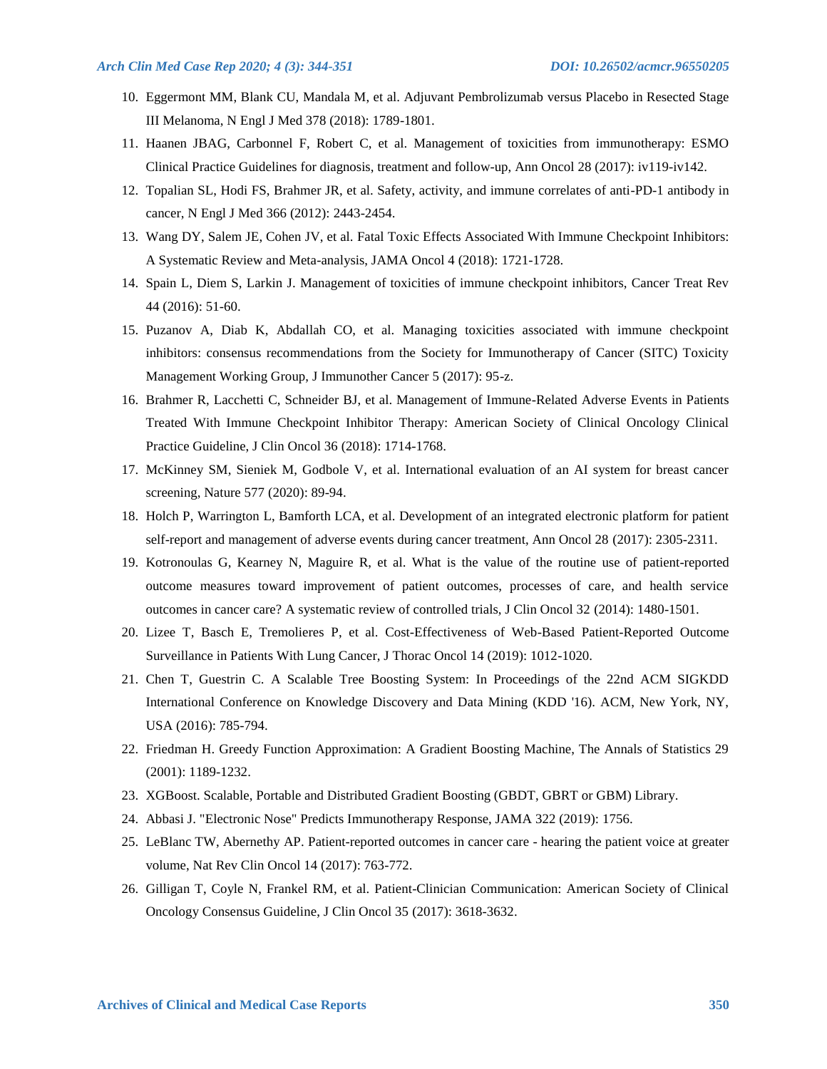10. Eggermont MM, Blank CU, Mandala M, et al. Adjuvant Pembrolizumab versus Placebo in Resected Stage III Melanoma, N Engl J Med 378 (2018): 1789-1801.
11. Haanen JBAG, Carbonnel F, Robert C, et al. Management of toxicities from immunotherapy: ESMO Clinical Practice Guidelines for diagnosis, treatment and follow-up, Ann Oncol 28 (2017): iv119-iv142.
12. Topalian SL, Hodi FS, Brahmer JR, et al. Safety, activity, and immune correlates of anti-PD-1 antibody in cancer, N Engl J Med 366 (2012): 2443-2454.
13. Wang DY, Salem JE, Cohen JV, et al. Fatal Toxic Effects Associated With Immune Checkpoint Inhibitors: A Systematic Review and Meta-analysis, JAMA Oncol 4 (2018): 1721-1728.
14. Spain L, Diem S, Larkin J. Management of toxicities of immune checkpoint inhibitors, Cancer Treat Rev 44 (2016): 51-60.
15. Puzanov A, Diab K, Abdallah CO, et al. Managing toxicities associated with immune checkpoint inhibitors: consensus recommendations from the Society for Immunotherapy of Cancer (SITC) Toxicity Management Working Group, J Immunother Cancer 5 (2017): 95-z.
16. Brahmer R, Lacchetti C, Schneider BJ, et al. Management of Immune-Related Adverse Events in Patients Treated With Immune Checkpoint Inhibitor Therapy: American Society of Clinical Oncology Clinical Practice Guideline, J Clin Oncol 36 (2018): 1714-1768.
17. McKinney SM, Sieniek M, Godbole V, et al. International evaluation of an AI system for breast cancer screening, Nature 577 (2020): 89-94.
18. Holch P, Warrington L, Bamforth LCA, et al. Development of an integrated electronic platform for patient self-report and management of adverse events during cancer treatment, Ann Oncol 28 (2017): 2305-2311.
19. Kotronoulas G, Kearney N, Maguire R, et al. What is the value of the routine use of patient-reported outcome measures toward improvement of patient outcomes, processes of care, and health service outcomes in cancer care? A systematic review of controlled trials, J Clin Oncol 32 (2014): 1480-1501.
20. Lizee T, Basch E, Tremolieres P, et al. Cost-Effectiveness of Web-Based Patient-Reported Outcome Surveillance in Patients With Lung Cancer, J Thorac Oncol 14 (2019): 1012-1020.
21. Chen T, Guestrin C. A Scalable Tree Boosting System: In Proceedings of the 22nd ACM SIGKDD International Conference on Knowledge Discovery and Data Mining (KDD '16). ACM, New York, NY, USA (2016): 785-794.
22. Friedman H. Greedy Function Approximation: A Gradient Boosting Machine, The Annals of Statistics 29 (2001): 1189-1232.
23. XGBoost. Scalable, Portable and Distributed Gradient Boosting (GBDT, GBRT or GBM) Library.
24. Abbasi J. "Electronic Nose" Predicts Immunotherapy Response, JAMA 322 (2019): 1756.
25. LeBlanc TW, Abernethy AP. Patient-reported outcomes in cancer care - hearing the patient voice at greater volume, Nat Rev Clin Oncol 14 (2017): 763-772.
26. Gilligan T, Coyle N, Frankel RM, et al. Patient-Clinician Communication: American Society of Clinical Oncology Consensus Guideline, J Clin Oncol 35 (2017): 3618-3632.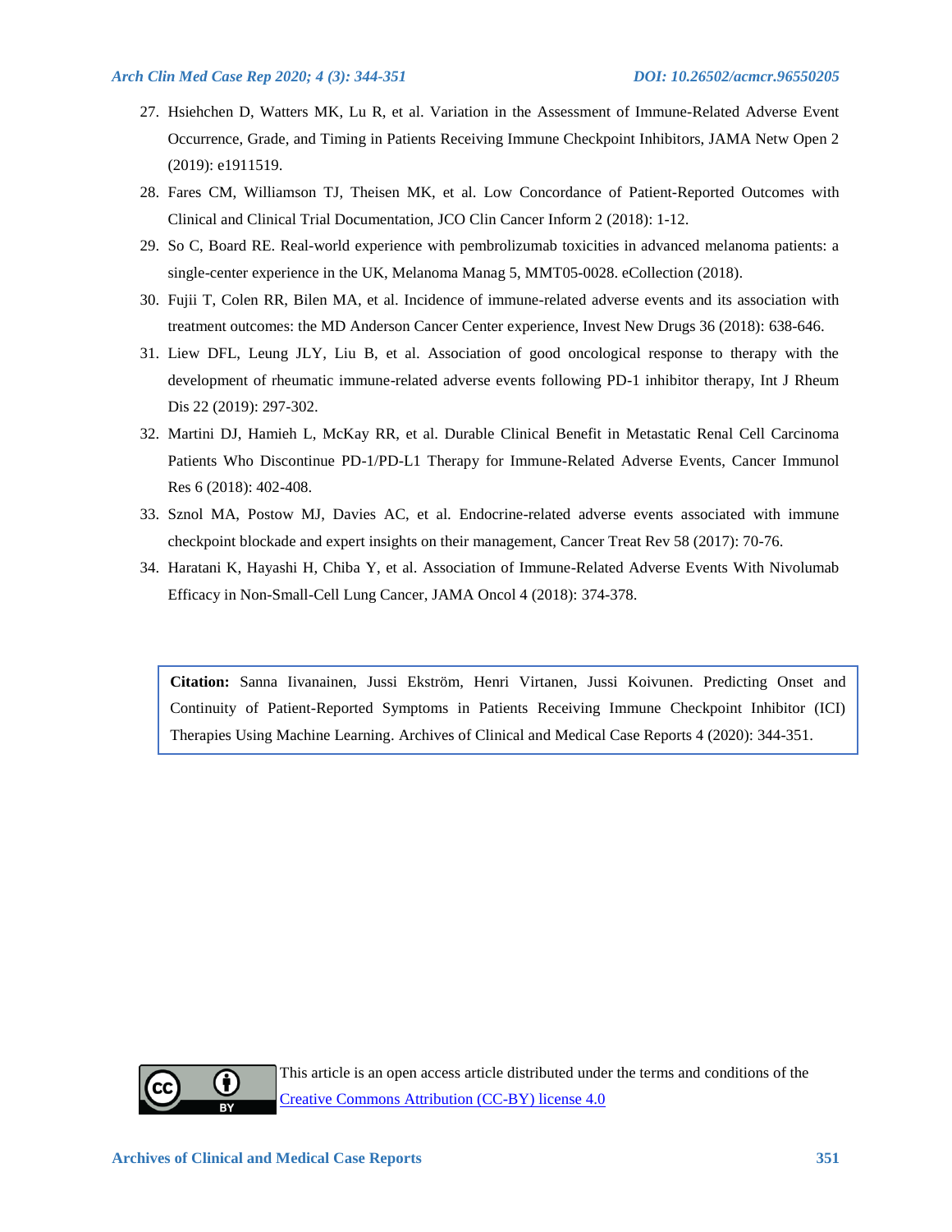27. Hsiehchen D, Watters MK, Lu R, et al. Variation in the Assessment of Immune-Related Adverse Event Occurrence, Grade, and Timing in Patients Receiving Immune Checkpoint Inhibitors, JAMA Netw Open 2 (2019): e1911519.
28. Fares CM, Williamson TJ, Theisen MK, et al. Low Concordance of Patient-Reported Outcomes with Clinical and Clinical Trial Documentation, JCO Clin Cancer Inform 2 (2018): 1-12.
29. So C, Board RE. Real-world experience with pembrolizumab toxicities in advanced melanoma patients: a single-center experience in the UK, Melanoma Manag 5, MMT05-0028. eCollection (2018).
30. Fujii T, Colen RR, Bilen MA, et al. Incidence of immune-related adverse events and its association with treatment outcomes: the MD Anderson Cancer Center experience, Invest New Drugs 36 (2018): 638-646.
31. Liew DFL, Leung JLY, Liu B, et al. Association of good oncological response to therapy with the development of rheumatic immune-related adverse events following PD-1 inhibitor therapy, Int J Rheum Dis 22 (2019): 297-302.
32. Martini DJ, Hamieh L, McKay RR, et al. Durable Clinical Benefit in Metastatic Renal Cell Carcinoma Patients Who Discontinue PD-1/PD-L1 Therapy for Immune-Related Adverse Events, Cancer Immunol Res 6 (2018): 402-408.
33. Sznol MA, Postow MJ, Davies AC, et al. Endocrine-related adverse events associated with immune checkpoint blockade and expert insights on their management, Cancer Treat Rev 58 (2017): 70-76.
34. Haratani K, Hayashi H, Chiba Y, et al. Association of Immune-Related Adverse Events With Nivolumab Efficacy in Non-Small-Cell Lung Cancer, JAMA Oncol 4 (2018): 374-378.

**Citation:** Sanna Iivanainen, Jussi Ekström, Henri Virtanen, Jussi Koivunen. Predicting Onset and Continuity of Patient-Reported Symptoms in Patients Receiving Immune Checkpoint Inhibitor (ICI) Therapies Using Machine Learning. Archives of Clinical and Medical Case Reports 4 (2020): 344-351.

This article is an open access article distributed under the terms and conditions of the Creative Commons Attribution (CC-BY) license 4.0